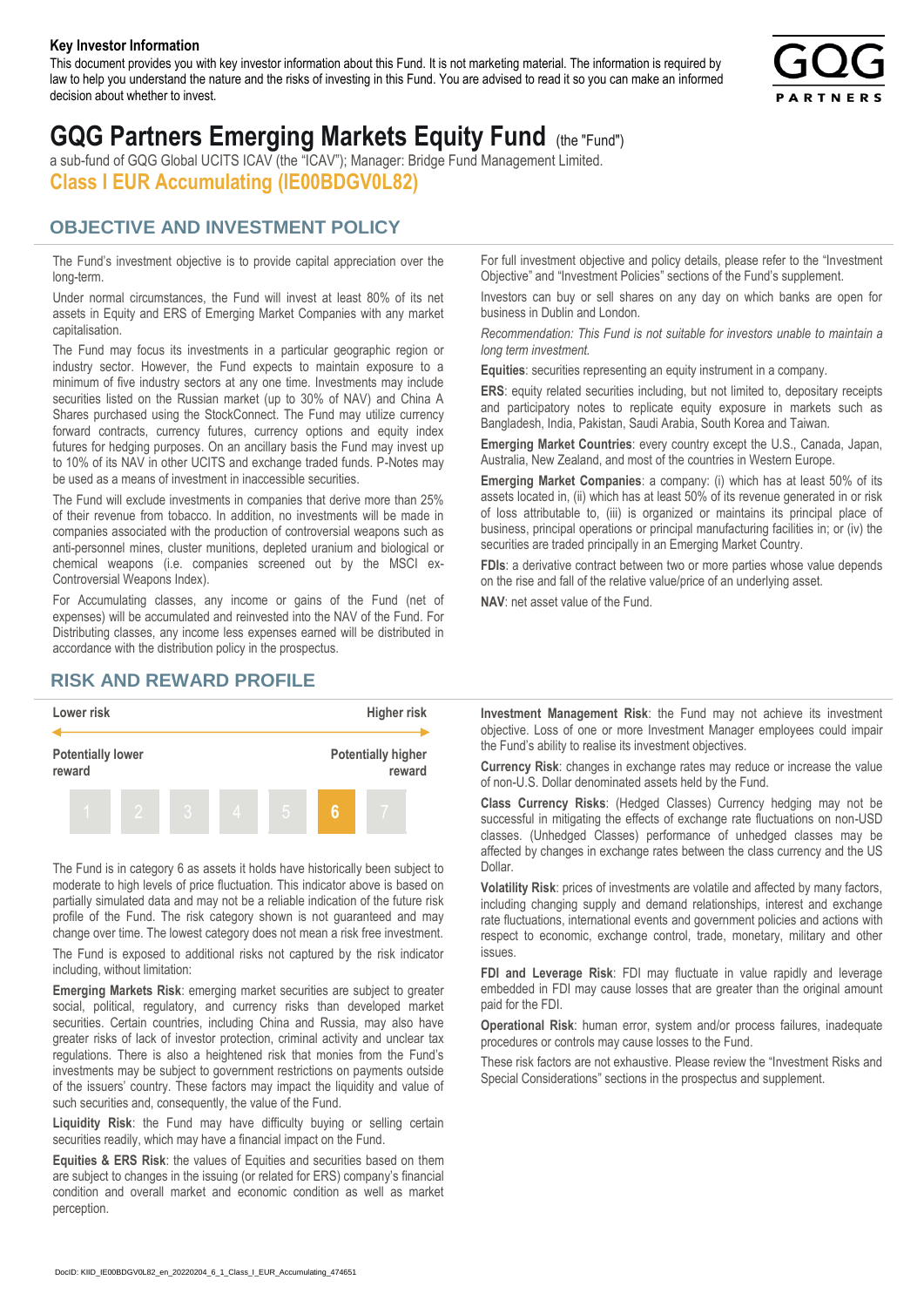**Key Investor Information**

This document provides you with key investor information about this Fund. It is not marketing material. The information is required by law to help you understand the nature and the risks of investing in this Fund. You are advised to read it so you can make an informed decision about whether to invest.

# GQG Partners Emerging Markets Equity Fund (the "Fund")

a sub-fund of GQG Global UCITS ICAV (the "ICAV"); Manager: Bridge Fund Management Limited.

**Class I EUR Accumulating (IE00BDGV0L82)**

## OBJECTIVE AND INVESTMENT POLICY

The Fund's investment objective is to provide capital appreciation over the long-term.

Under normal circumstances, the Fund will invest at least 80% of its net assets in Equity and ERS of Emerging Market Companies with any market capitalisation.

The Fund may focus its investments in a particular geographic region or industry sector. However, the Fund expects to maintain exposure to a minimum of five industry sectors at any one time. Investments may include securities listed on the Russian market (up to 30% of NAV) and China A Shares purchased using the StockConnect. The Fund may utilize currency forward contracts, currency futures, currency options and equity index futures for hedging purposes. On an ancillary basis the Fund may invest up to 10% of its NAV in other UCITS and exchange traded funds. P-Notes may be used as a means of investment in inaccessible securities.

The Fund will exclude investments in companies that derive more than 25% of their revenue from tobacco. In addition, no investments will be made in companies associated with the production of controversial weapons such as anti-personnel mines, cluster munitions, depleted uranium and biological or chemical weapons (i.e. companies screened out by the MSCI ex-Controversial Weapons Index).

For Accumulating classes, any income or gains of the Fund (net of expenses) will be accumulated and reinvested into the NAV of the Fund. For Distributing classes, any income less expenses earned will be distributed in accordance with the distribution policy in the prospectus.

For full investment objective and policy details, please refer to the "Investment Objective" and "Investment Policies" sections of the Fund's supplement.

Investors can buy or sell shares on any day on which banks are open for business in Dublin and London.

*Recommendation: This Fund is not suitable for investors unable to maintain a long term investment.*

**Equities**: securities representing an equity instrument in a company.

**ERS**: equity related securities including, but not limited to, depositary receipts and participatory notes to replicate equity exposure in markets such as Bangladesh, India, Pakistan, Saudi Arabia, South Korea and Taiwan.

**Emerging Market Countries**: every country except the U.S., Canada, Japan, Australia, New Zealand, and most of the countries in Western Europe.

**Emerging Market Companies**: a company: (i) which has at least 50% of its assets located in, (ii) which has at least 50% of its revenue generated in or risk of loss attributable to, (iii) is organized or maintains its principal place of business, principal operations or principal manufacturing facilities in; or (iv) the securities are traded principally in an Emerging Market Country.

**FDIs**: a derivative contract between two or more parties whose value depends on the rise and fall of the relative value/price of an underlying asset.

**NAV**: net asset value of the Fund.

## RISK AND REWARD PROFILE

| Lower risk | | | | | | Higher risk |
|---|---|---|---|---|---|---|
| Potentially lower reward | | | | | | Potentially higher reward |
| 1 | 2 | 3 | 4 | 5 | **6** | 7 |

The Fund is in category 6 as assets it holds have historically been subject to moderate to high levels of price fluctuation. This indicator above is based on partially simulated data and may not be a reliable indication of the future risk profile of the Fund. The risk category shown is not guaranteed and may change over time. The lowest category does not mean a risk free investment.

The Fund is exposed to additional risks not captured by the risk indicator including, without limitation:

**Emerging Markets Risk**: emerging market securities are subject to greater social, political, regulatory, and currency risks than developed market securities. Certain countries, including China and Russia, may also have greater risks of lack of investor protection, criminal activity and unclear tax regulations. There is also a heightened risk that monies from the Fund's investments may be subject to government restrictions on payments outside of the issuers' country. These factors may impact the liquidity and value of such securities and, consequently, the value of the Fund.

**Liquidity Risk**: the Fund may have difficulty buying or selling certain securities readily, which may have a financial impact on the Fund.

**Equities & ERS Risk**: the values of Equities and securities based on them are subject to changes in the issuing (or related for ERS) company's financial condition and overall market and economic condition as well as market perception.

**Investment Management Risk**: the Fund may not achieve its investment objective. Loss of one or more Investment Manager employees could impair the Fund's ability to realise its investment objectives.

**Currency Risk**: changes in exchange rates may reduce or increase the value of non-U.S. Dollar denominated assets held by the Fund.

**Class Currency Risks**: (Hedged Classes) Currency hedging may not be successful in mitigating the effects of exchange rate fluctuations on non-USD classes. (Unhedged Classes) performance of unhedged classes may be affected by changes in exchange rates between the class currency and the US Dollar.

**Volatility Risk**: prices of investments are volatile and affected by many factors, including changing supply and demand relationships, interest and exchange rate fluctuations, international events and government policies and actions with respect to economic, exchange control, trade, monetary, military and other issues.

**FDI and Leverage Risk**: FDI may fluctuate in value rapidly and leverage embedded in FDI may cause losses that are greater than the original amount paid for the FDI.

**Operational Risk**: human error, system and/or process failures, inadequate procedures or controls may cause losses to the Fund.

These risk factors are not exhaustive. Please review the "Investment Risks and Special Considerations" sections in the prospectus and supplement.

DocID: KIID_IE00BDGV0L82_en_20220204_6_1_Class_I_EUR_Accumulating_474651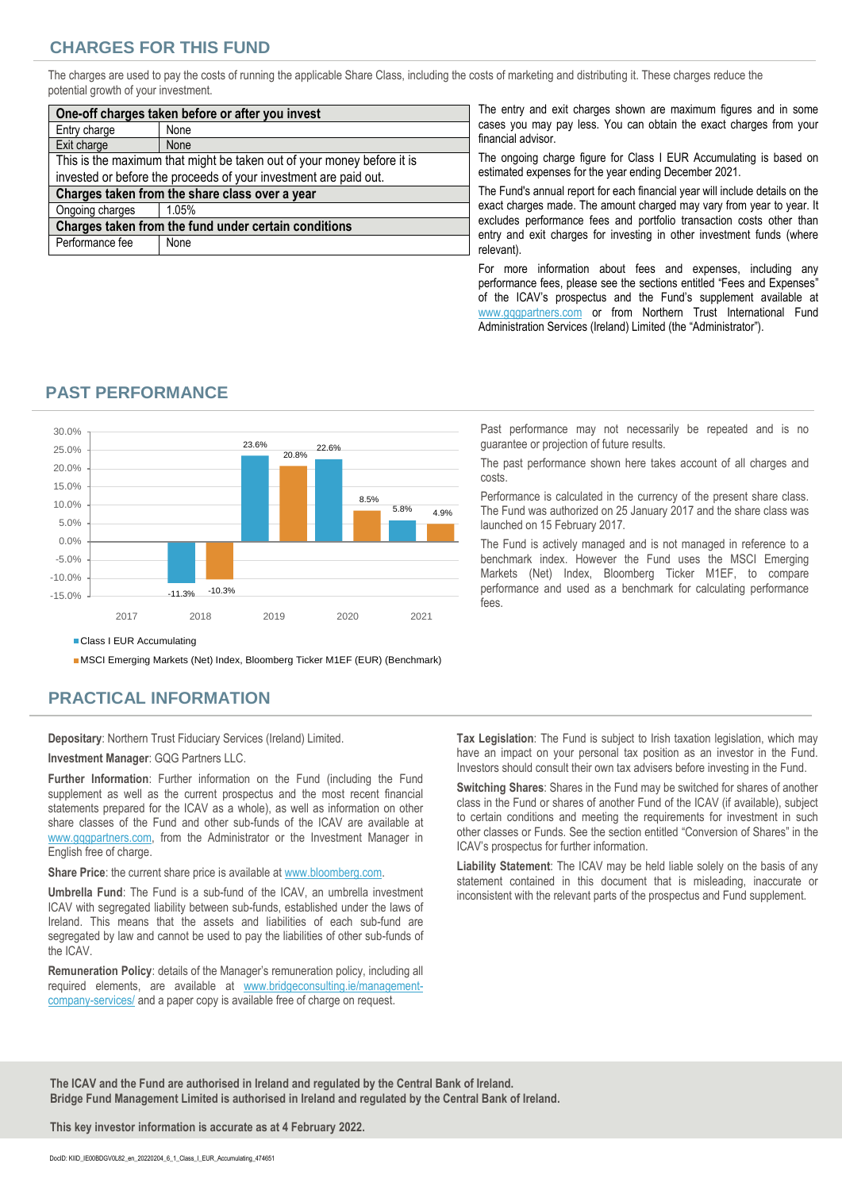## CHARGES FOR THIS FUND

The charges are used to pay the costs of running the applicable Share Class, including the costs of marketing and distributing it. These charges reduce the potential growth of your investment.

| One-off charges taken before or after you invest | |
|---|---|
| Entry charge | None |
| Exit charge | None |
| This is the maximum that might be taken out of your money before it is invested or before the proceeds of your investment are paid out. | |
| **Charges taken from the share class over a year** | |
| Ongoing charges | 1.05% |
| **Charges taken from the fund under certain conditions** | |
| Performance fee | None |

The entry and exit charges shown are maximum figures and in some cases you may pay less. You can obtain the exact charges from your financial advisor.

The ongoing charge figure for Class I EUR Accumulating is based on estimated expenses for the year ending December 2021.

The Fund's annual report for each financial year will include details on the exact charges made. The amount charged may vary from year to year. It excludes performance fees and portfolio transaction costs other than entry and exit charges for investing in other investment funds (where relevant).

For more information about fees and expenses, including any performance fees, please see the sections entitled "Fees and Expenses" of the ICAV's prospectus and the Fund's supplement available at www.gqgpartners.com or from Northern Trust International Fund Administration Services (Ireland) Limited (the "Administrator").

## PAST PERFORMANCE

30.0%
25.0%
20.0%
15.0%
10.0%
5.0%
0.0%
-5.0%
-10.0%
-15.0%

-11.3% -10.3% 23.6% 20.8% 22.6% 8.5% 5.8% 4.9%

2017 2018 2019 2020 2021

Class I EUR Accumulating

MSCI Emerging Markets (Net) Index, Bloomberg Ticker M1EF (EUR) (Benchmark)

Past performance may not necessarily be repeated and is no guarantee or projection of future results.

The past performance shown here takes account of all charges and costs.

Performance is calculated in the currency of the present share class. The Fund was authorized on 25 January 2017 and the share class was launched on 15 February 2017.

The Fund is actively managed and is not managed in reference to a benchmark index. However the Fund uses the MSCI Emerging Markets (Net) Index, Bloomberg Ticker M1EF, to compare performance and used as a benchmark for calculating performance fees.

## PRACTICAL INFORMATION

**Depositary**: Northern Trust Fiduciary Services (Ireland) Limited.

**Investment Manager**: GQG Partners LLC.

**Further Information**: Further information on the Fund (including the Fund supplement as well as the current prospectus and the most recent financial statements prepared for the ICAV as a whole), as well as information on other share classes of the Fund and other sub-funds of the ICAV are available at www.gqgpartners.com, from the Administrator or the Investment Manager in English free of charge.

**Share Price**: the current share price is available at www.bloomberg.com.

**Umbrella Fund**: The Fund is a sub-fund of the ICAV, an umbrella investment ICAV with segregated liability between sub-funds, established under the laws of Ireland. This means that the assets and liabilities of each sub-fund are segregated by law and cannot be used to pay the liabilities of other sub-funds of the ICAV.

**Remuneration Policy**: details of the Manager's remuneration policy, including all required elements, are available at www.bridgeconsulting.ie/management-company-services/ and a paper copy is available free of charge on request.

**Tax Legislation**: The Fund is subject to Irish taxation legislation, which may have an impact on your personal tax position as an investor in the Fund. Investors should consult their own tax advisers before investing in the Fund.

**Switching Shares**: Shares in the Fund may be switched for shares of another class in the Fund or shares of another Fund of the ICAV (if available), subject to certain conditions and meeting the requirements for investment in such other classes or Funds. See the section entitled "Conversion of Shares" in the ICAV's prospectus for further information.

**Liability Statement**: The ICAV may be held liable solely on the basis of any statement contained in this document that is misleading, inaccurate or inconsistent with the relevant parts of the prospectus and Fund supplement.

**The ICAV and the Fund are authorised in Ireland and regulated by the Central Bank of Ireland.**
**Bridge Fund Management Limited is authorised in Ireland and regulated by the Central Bank of Ireland.**

**This key investor information is accurate as at 4 February 2022.**

DocID: KIID_IE00BDGV0L82_en_20220204_6_1_Class_I_EUR_Accumulating_474651